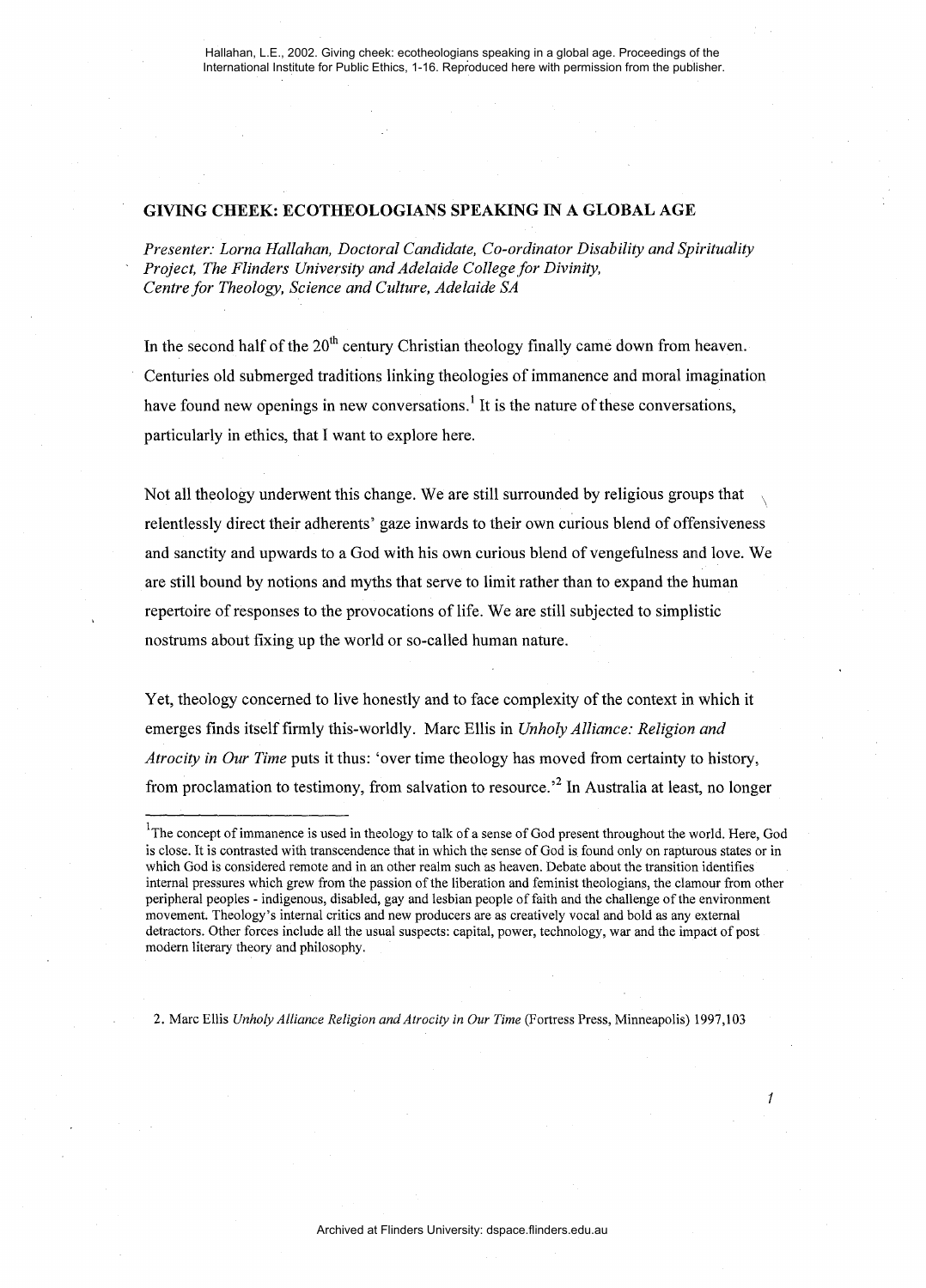Hallahan, L.E., 2002. Giving cheek: ecotheologians speaking in a global age. Proceedings of the International Institute for Public Ethics, 1-16. Reproduced here with permission from the publisher.

# GIVING CHEEK: ECOTHEOLOGIANS SPEAKING IN A GLOBAL AGE

*Presenter: Lorna Hallahan, Doctoral Candidate, Co-ordinator Disability and Spirituality Project, The Flinders University and Adelaide College for Divinity, Centre for Theology, Science and Culture, Adelaide SA*

In the second half of the 20th century Christian theology finally came down from heaven. Centuries old submerged traditions linking theologies of immanence and moral imagination have found new openings in new conversations.[1] It is the nature of these conversations, particularly in ethics, that I want to explore here.

Not all theology underwent this change. We are still surrounded by religious groups that relentlessly direct their adherents' gaze inwards to their own curious blend of offensiveness and sanctity and upwards to a God with his own curious blend of vengefulness and love. We are still bound by notions and myths that serve to limit rather than to expand the human repertoire of responses to the provocations of life. We are still subjected to simplistic nostrums about fixing up the world or so-called human nature.

Yet, theology concerned to live honestly and to face complexity of the context in which it emerges finds itself firmly this-worldly. Marc Ellis in *Unholy Alliance: Religion and Atrocity in Our Time* puts it thus: 'over time theology has moved from certainty to history, from proclamation to testimony, from salvation to resource.'[2] In Australia at least, no longer

---

[1] The concept of immanence is used in theology to talk of a sense of God present throughout the world. Here, God is close. It is contrasted with transcendence that in which the sense of God is found only on rapturous states or in which God is considered remote and in an other realm such as heaven. Debate about the transition identifies internal pressures which grew from the passion of the liberation and feminist theologians, the clamour from other peripheral peoples - indigenous, disabled, gay and lesbian people of faith and the challenge of the environment movement. Theology's internal critics and new producers are as creatively vocal and bold as any external detractors. Other forces include all the usual suspects: capital, power, technology, war and the impact of post modern literary theory and philosophy.

2. Marc Ellis *Unholy Alliance Religion and Atrocity in Our Time* (Fortress Press, Minneapolis) 1997,103

Archived at Flinders University: dspace.flinders.edu.au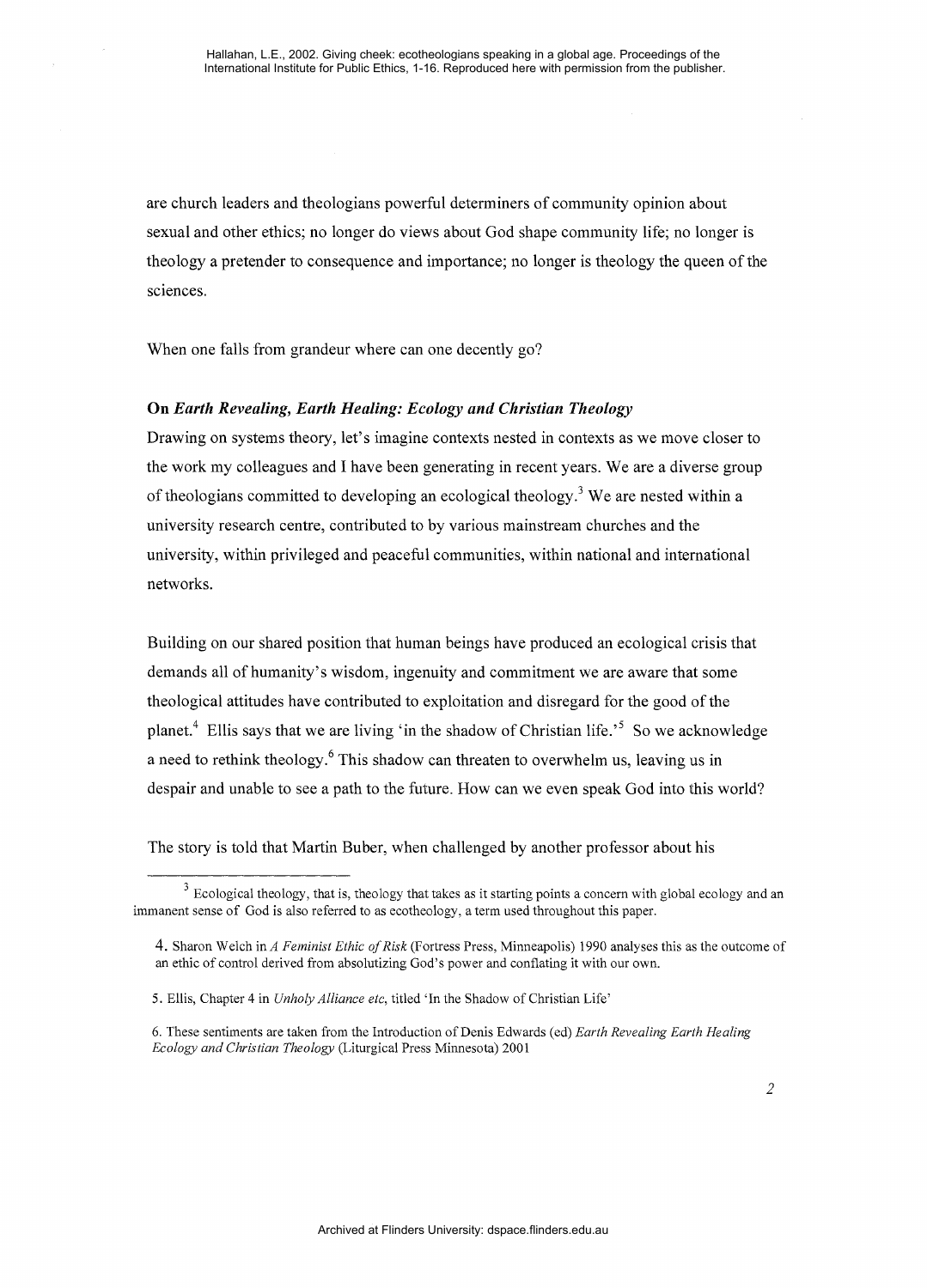are church leaders and theologians powerful determiners of community opinion about sexual and other ethics; no longer do views about God shape community life; no longer is theology a pretender to consequence and importance; no longer is theology the queen of the sciences.

When one falls from grandeur where can one decently go?

### On *Earth Revealing, Earth Healing: Ecology and Christian Theology*

Drawing on systems theory, let's imagine contexts nested in contexts as we move closer to the work my colleagues and I have been generating in recent years. We are a diverse group of theologians committed to developing an ecological theology.[3] We are nested within a university research centre, contributed to by various mainstream churches and the university, within privileged and peaceful communities, within national and international networks.

Building on our shared position that human beings have produced an ecological crisis that demands all of humanity's wisdom, ingenuity and commitment we are aware that some theological attitudes have contributed to exploitation and disregard for the good of the planet.[4] Ellis says that we are living 'in the shadow of Christian life.'[5] So we acknowledge a need to rethink theology.[6] This shadow can threaten to overwhelm us, leaving us in despair and unable to see a path to the future. How can we even speak God into this world?

The story is told that Martin Buber, when challenged by another professor about his

---

[3] Ecological theology, that is, theology that takes as it starting points a concern with global ecology and an immanent sense of God is also referred to as ecotheology, a term used throughout this paper.

4. Sharon Welch in *A Feminist Ethic of Risk* (Fortress Press, Minneapolis) 1990 analyses this as the outcome of an ethic of control derived from absolutizing God's power and conflating it with our own.

5. Ellis, Chapter 4 in *Unholy Alliance etc*, titled 'In the Shadow of Christian Life'

6. These sentiments are taken from the Introduction of Denis Edwards (ed) *Earth Revealing Earth Healing Ecology and Christian Theology* (Liturgical Press Minnesota) 2001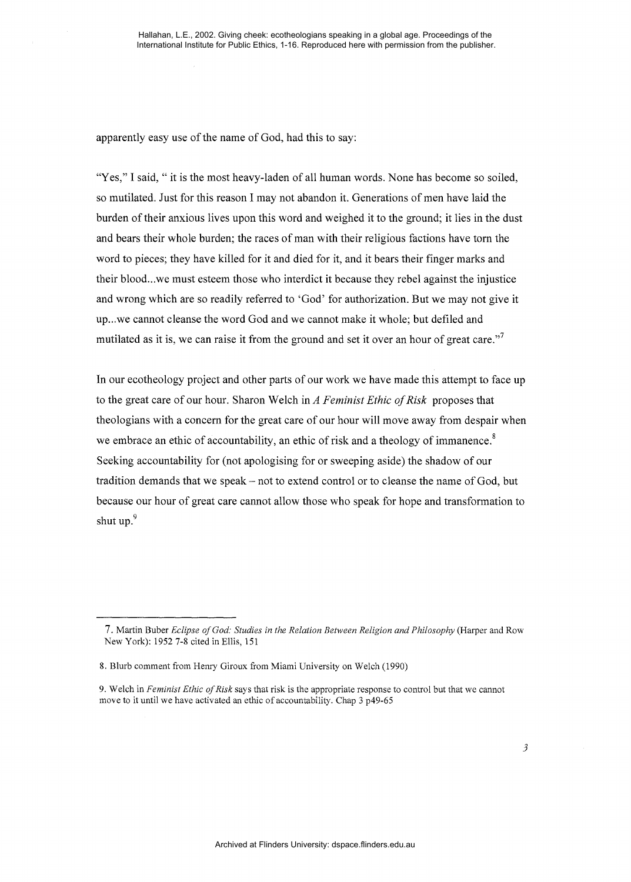apparently easy use of the name of God, had this to say:

"Yes," I said, " it is the most heavy-laden of all human words. None has become so soiled, so mutilated. Just for this reason I may not abandon it. Generations of men have laid the burden of their anxious lives upon this word and weighed it to the ground; it lies in the dust and bears their whole burden; the races of man with their religious factions have torn the word to pieces; they have killed for it and died for it, and it bears their finger marks and their blood...we must esteem those who interdict it because they rebel against the injustice and wrong which are so readily referred to 'God' for authorization. But we may not give it up...we cannot cleanse the word God and we cannot make it whole; but defiled and mutilated as it is, we can raise it from the ground and set it over an hour of great care."[7]

In our ecotheology project and other parts of our work we have made this attempt to face up to the great care of our hour. Sharon Welch in *A Feminist Ethic of Risk* proposes that theologians with a concern for the great care of our hour will move away from despair when we embrace an ethic of accountability, an ethic of risk and a theology of immanence.[8] Seeking accountability for (not apologising for or sweeping aside) the shadow of our tradition demands that we speak – not to extend control or to cleanse the name of God, but because our hour of great care cannot allow those who speak for hope and transformation to shut up.[9]

---

7. Martin Buber *Eclipse of God: Studies in the Relation Between Religion and Philosophy* (Harper and Row New York): 1952 7-8 cited in Ellis, 151

8. Blurb comment from Henry Giroux from Miami University on Welch (1990)

9. Welch in *Feminist Ethic of Risk* says that risk is the appropriate response to control but that we cannot move to it until we have activated an ethic of accountability. Chap 3 p49-65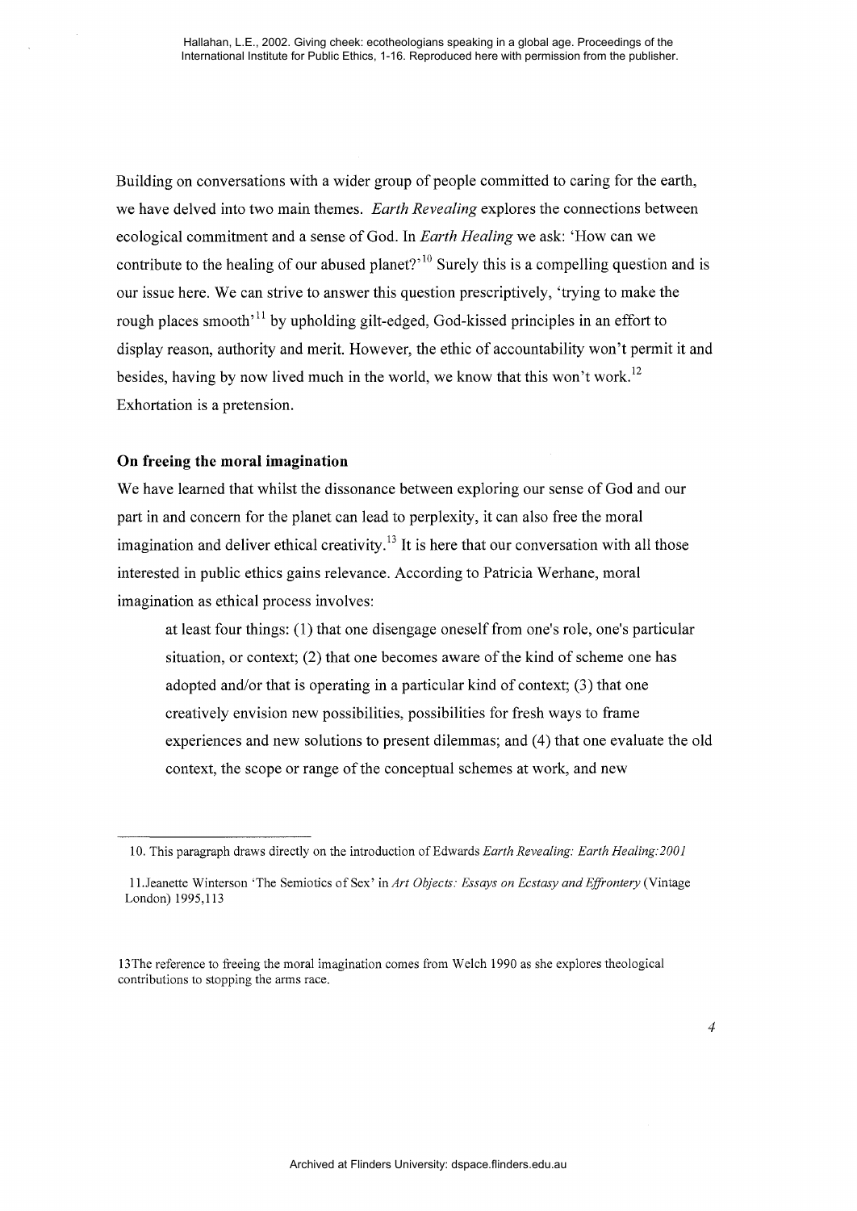Building on conversations with a wider group of people committed to caring for the earth, we have delved into two main themes. *Earth Revealing* explores the connections between ecological commitment and a sense of God. In *Earth Healing* we ask: 'How can we contribute to the healing of our abused planet?'[10] Surely this is a compelling question and is our issue here. We can strive to answer this question prescriptively, 'trying to make the rough places smooth'[11] by upholding gilt-edged, God-kissed principles in an effort to display reason, authority and merit. However, the ethic of accountability won't permit it and besides, having by now lived much in the world, we know that this won't work.[12] Exhortation is a pretension.

## On freeing the moral imagination

We have learned that whilst the dissonance between exploring our sense of God and our part in and concern for the planet can lead to perplexity, it can also free the moral imagination and deliver ethical creativity.[13] It is here that our conversation with all those interested in public ethics gains relevance. According to Patricia Werhane, moral imagination as ethical process involves:

> at least four things: (1) that one disengage oneself from one's role, one's particular situation, or context; (2) that one becomes aware of the kind of scheme one has adopted and/or that is operating in a particular kind of context; (3) that one creatively envision new possibilities, possibilities for fresh ways to frame experiences and new solutions to present dilemmas; and (4) that one evaluate the old context, the scope or range of the conceptual schemes at work, and new

---

10. This paragraph draws directly on the introduction of Edwards *Earth Revealing: Earth Healing:2001*

11. Jeanette Winterson 'The Semiotics of Sex' in *Art Objects: Essays on Ecstasy and Effrontery* (Vintage London) 1995,113

13 The reference to freeing the moral imagination comes from Welch 1990 as she explores theological contributions to stopping the arms race.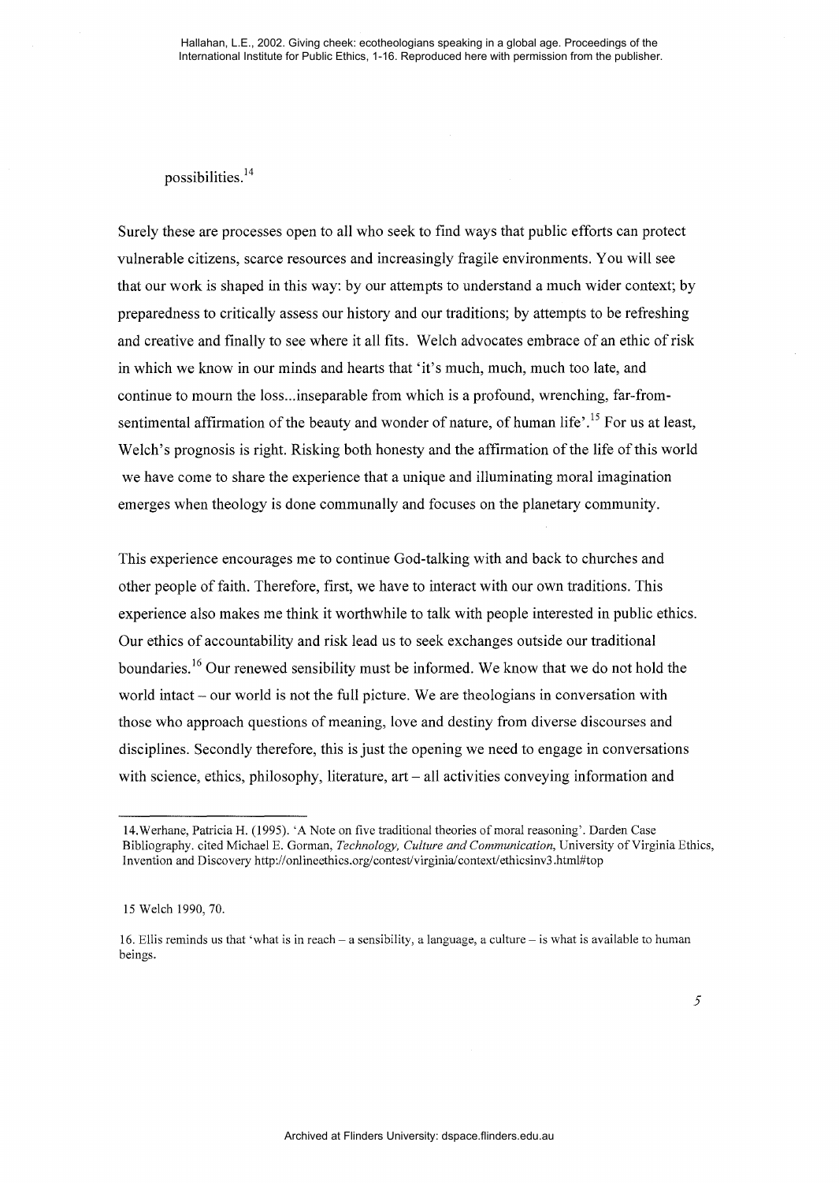possibilities.[14]

Surely these are processes open to all who seek to find ways that public efforts can protect vulnerable citizens, scarce resources and increasingly fragile environments. You will see that our work is shaped in this way: by our attempts to understand a much wider context; by preparedness to critically assess our history and our traditions; by attempts to be refreshing and creative and finally to see where it all fits. Welch advocates embrace of an ethic of risk in which we know in our minds and hearts that 'it's much, much, much too late, and continue to mourn the loss...inseparable from which is a profound, wrenching, far-from-sentimental affirmation of the beauty and wonder of nature, of human life'.[15] For us at least, Welch's prognosis is right. Risking both honesty and the affirmation of the life of this world we have come to share the experience that a unique and illuminating moral imagination emerges when theology is done communally and focuses on the planetary community.

This experience encourages me to continue God-talking with and back to churches and other people of faith. Therefore, first, we have to interact with our own traditions. This experience also makes me think it worthwhile to talk with people interested in public ethics. Our ethics of accountability and risk lead us to seek exchanges outside our traditional boundaries.[16] Our renewed sensibility must be informed. We know that we do not hold the world intact – our world is not the full picture. We are theologians in conversation with those who approach questions of meaning, love and destiny from diverse discourses and disciplines. Secondly therefore, this is just the opening we need to engage in conversations with science, ethics, philosophy, literature, art – all activities conveying information and

---

14. Werhane, Patricia H. (1995). 'A Note on five traditional theories of moral reasoning'. Darden Case Bibliography. cited Michael E. Gorman, *Technology, Culture and Communication*, University of Virginia Ethics, Invention and Discovery http://onlineethics.org/contest/virginia/context/ethicsinv3.html#top

15 Welch 1990, 70.

16. Ellis reminds us that 'what is in reach – a sensibility, a language, a culture – is what is available to human beings.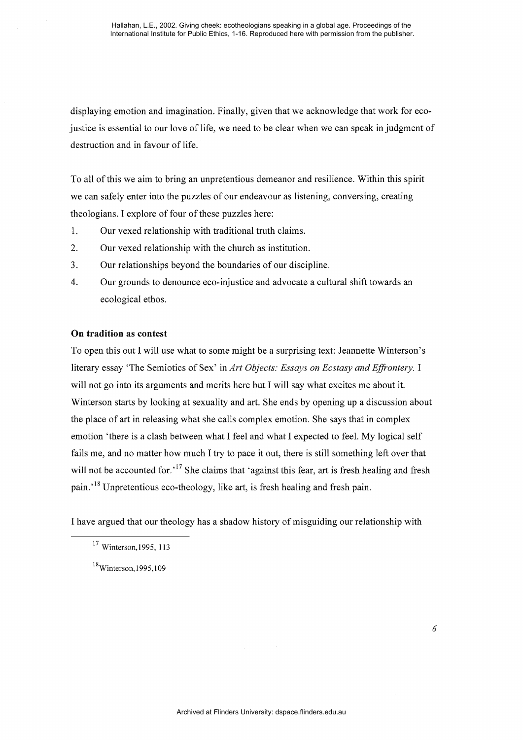displaying emotion and imagination. Finally, given that we acknowledge that work for eco-justice is essential to our love of life, we need to be clear when we can speak in judgment of destruction and in favour of life.

To all of this we aim to bring an unpretentious demeanor and resilience. Within this spirit we can safely enter into the puzzles of our endeavour as listening, conversing, creating theologians. I explore of four of these puzzles here:

1. Our vexed relationship with traditional truth claims.
2. Our vexed relationship with the church as institution.
3. Our relationships beyond the boundaries of our discipline.
4. Our grounds to denounce eco-injustice and advocate a cultural shift towards an ecological ethos.

**On tradition as contest**

To open this out I will use what to some might be a surprising text: Jeannette Winterson's literary essay 'The Semiotics of Sex' in *Art Objects: Essays on Ecstasy and Effrontery.* I will not go into its arguments and merits here but I will say what excites me about it. Winterson starts by looking at sexuality and art. She ends by opening up a discussion about the place of art in releasing what she calls complex emotion. She says that in complex emotion 'there is a clash between what I feel and what I expected to feel. My logical self fails me, and no matter how much I try to pace it out, there is still something left over that will not be accounted for.'[17] She claims that 'against this fear, art is fresh healing and fresh pain.'[18] Unpretentious eco-theology, like art, is fresh healing and fresh pain.

I have argued that our theology has a shadow history of misguiding our relationship with

---

[17] Winterson,1995, 113

[18] Winterson,1995,109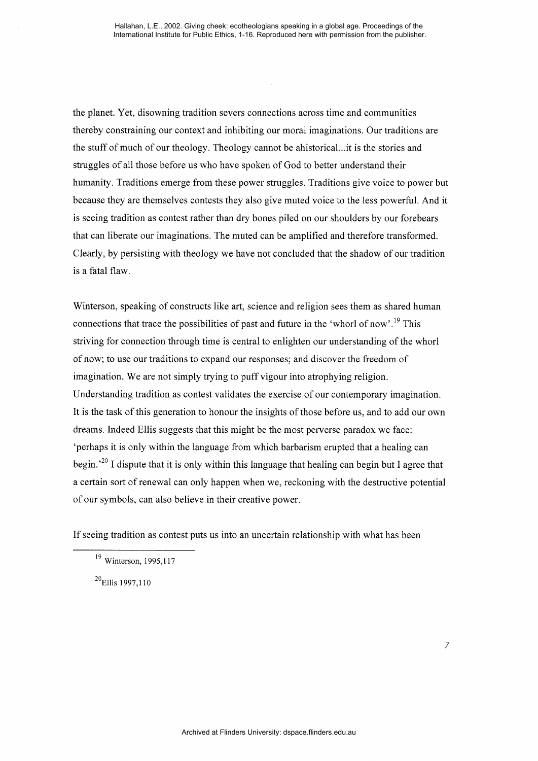the planet. Yet, disowning tradition severs connections across time and communities thereby constraining our context and inhibiting our moral imaginations. Our traditions are the stuff of much of our theology. Theology cannot be ahistorical...it is the stories and struggles of all those before us who have spoken of God to better understand their humanity. Traditions emerge from these power struggles. Traditions give voice to power but because they are themselves contests they also give muted voice to the less powerful. And it is seeing tradition as contest rather than dry bones piled on our shoulders by our forebears that can liberate our imaginations. The muted can be amplified and therefore transformed. Clearly, by persisting with theology we have not concluded that the shadow of our tradition is a fatal flaw.

Winterson, speaking of constructs like art, science and religion sees them as shared human connections that trace the possibilities of past and future in the 'whorl of now'.[19] This striving for connection through time is central to enlighten our understanding of the whorl of now; to use our traditions to expand our responses; and discover the freedom of imagination. We are not simply trying to puff vigour into atrophying religion. Understanding tradition as contest validates the exercise of our contemporary imagination. It is the task of this generation to honour the insights of those before us, and to add our own dreams. Indeed Ellis suggests that this might be the most perverse paradox we face: 'perhaps it is only within the language from which barbarism erupted that a healing can begin.'[20] I dispute that it is only within this language that healing can begin but I agree that a certain sort of renewal can only happen when we, reckoning with the destructive potential of our symbols, can also believe in their creative power.

If seeing tradition as contest puts us into an uncertain relationship with what has been

---

[19] Winterson, 1995,117

[20] Ellis 1997,110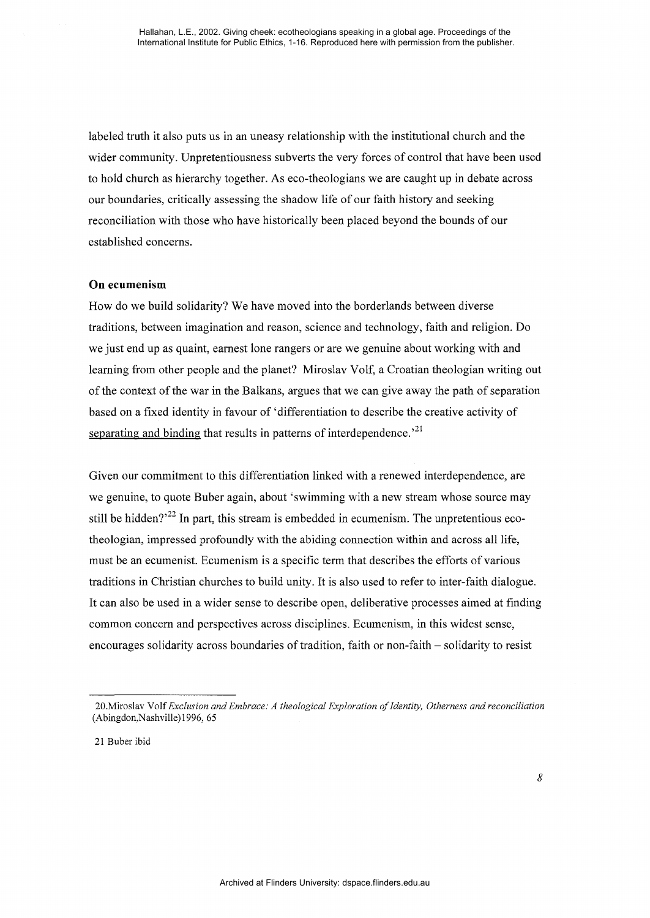labeled truth it also puts us in an uneasy relationship with the institutional church and the wider community. Unpretentiousness subverts the very forces of control that have been used to hold church as hierarchy together. As eco-theologians we are caught up in debate across our boundaries, critically assessing the shadow life of our faith history and seeking reconciliation with those who have historically been placed beyond the bounds of our established concerns.

**On ecumenism**

How do we build solidarity? We have moved into the borderlands between diverse traditions, between imagination and reason, science and technology, faith and religion. Do we just end up as quaint, earnest lone rangers or are we genuine about working with and learning from other people and the planet? Miroslav Volf, a Croatian theologian writing out of the context of the war in the Balkans, argues that we can give away the path of separation based on a fixed identity in favour of 'differentiation to describe the creative activity of separating and binding that results in patterns of interdependence.'[21]

Given our commitment to this differentiation linked with a renewed interdependence, are we genuine, to quote Buber again, about 'swimming with a new stream whose source may still be hidden?'[22] In part, this stream is embedded in ecumenism. The unpretentious eco-theologian, impressed profoundly with the abiding connection within and across all life, must be an ecumenist. Ecumenism is a specific term that describes the efforts of various traditions in Christian churches to build unity. It is also used to refer to inter-faith dialogue. It can also be used in a wider sense to describe open, deliberative processes aimed at finding common concern and perspectives across disciplines. Ecumenism, in this widest sense, encourages solidarity across boundaries of tradition, faith or non-faith – solidarity to resist

20.Miroslav Volf *Exclusion and Embrace: A theological Exploration of Identity, Otherness and reconciliation* (Abingdon,Nashville)1996, 65

21 Buber ibid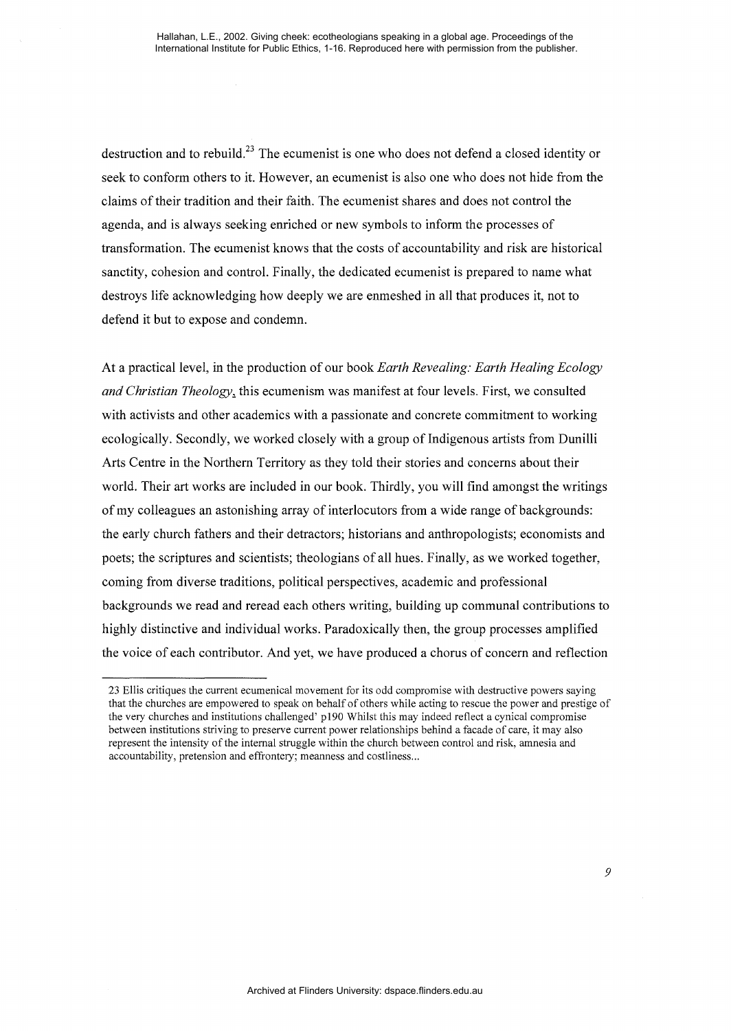destruction and to rebuild.[23] The ecumenist is one who does not defend a closed identity or seek to conform others to it. However, an ecumenist is also one who does not hide from the claims of their tradition and their faith. The ecumenist shares and does not control the agenda, and is always seeking enriched or new symbols to inform the processes of transformation. The ecumenist knows that the costs of accountability and risk are historical sanctity, cohesion and control. Finally, the dedicated ecumenist is prepared to name what destroys life acknowledging how deeply we are enmeshed in all that produces it, not to defend it but to expose and condemn.

At a practical level, in the production of our book *Earth Revealing: Earth Healing Ecology and Christian Theology*, this ecumenism was manifest at four levels. First, we consulted with activists and other academics with a passionate and concrete commitment to working ecologically. Secondly, we worked closely with a group of Indigenous artists from Dunilli Arts Centre in the Northern Territory as they told their stories and concerns about their world. Their art works are included in our book. Thirdly, you will find amongst the writings of my colleagues an astonishing array of interlocutors from a wide range of backgrounds: the early church fathers and their detractors; historians and anthropologists; economists and poets; the scriptures and scientists; theologians of all hues. Finally, as we worked together, coming from diverse traditions, political perspectives, academic and professional backgrounds we read and reread each others writing, building up communal contributions to highly distinctive and individual works. Paradoxically then, the group processes amplified the voice of each contributor. And yet, we have produced a chorus of concern and reflection

---

23 Ellis critiques the current ecumenical movement for its odd compromise with destructive powers saying that the churches are empowered to speak on behalf of others while acting to rescue the power and prestige of the very churches and institutions challenged' p190 Whilst this may indeed reflect a cynical compromise between institutions striving to preserve current power relationships behind a facade of care, it may also represent the intensity of the internal struggle within the church between control and risk, amnesia and accountability, pretension and effrontery; meanness and costliness...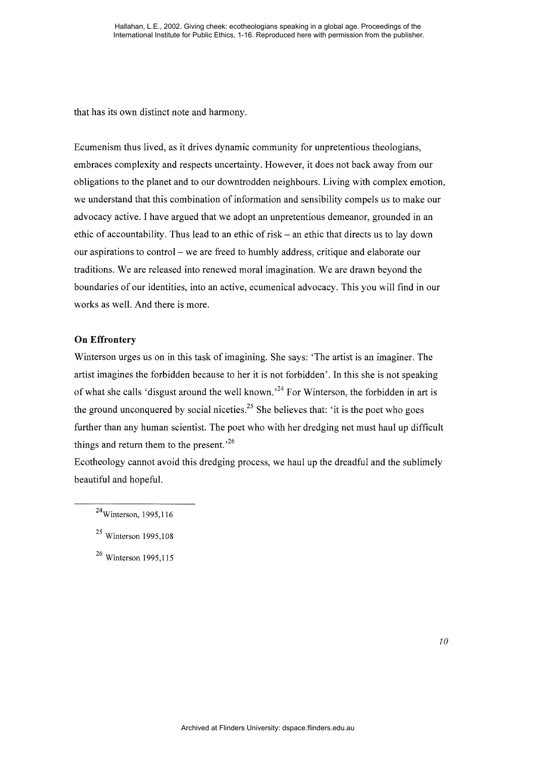that has its own distinct note and harmony.

Ecumenism thus lived, as it drives dynamic community for unpretentious theologians, embraces complexity and respects uncertainty. However, it does not back away from our obligations to the planet and to our downtrodden neighbours. Living with complex emotion, we understand that this combination of information and sensibility compels us to make our advocacy active. I have argued that we adopt an unpretentious demeanor, grounded in an ethic of accountability. Thus lead to an ethic of risk – an ethic that directs us to lay down our aspirations to control – we are freed to humbly address, critique and elaborate our traditions. We are released into renewed moral imagination. We are drawn beyond the boundaries of our identities, into an active, ecumenical advocacy. This you will find in our works as well. And there is more.

**On Effrontery**

Winterson urges us on in this task of imagining. She says: 'The artist is an imaginer. The artist imagines the forbidden because to her it is not forbidden'. In this she is not speaking of what she calls 'disgust around the well known.'[24] For Winterson, the forbidden in art is the ground unconquered by social niceties.[25] She believes that: 'it is the poet who goes further than any human scientist. The poet who with her dredging net must haul up difficult things and return them to the present.'[26]

Ecotheology cannot avoid this dredging process, we haul up the dreadful and the sublimely beautiful and hopeful.

---

[24] Winterson, 1995,116

[25] Winterson 1995,108

[26] Winterson 1995,115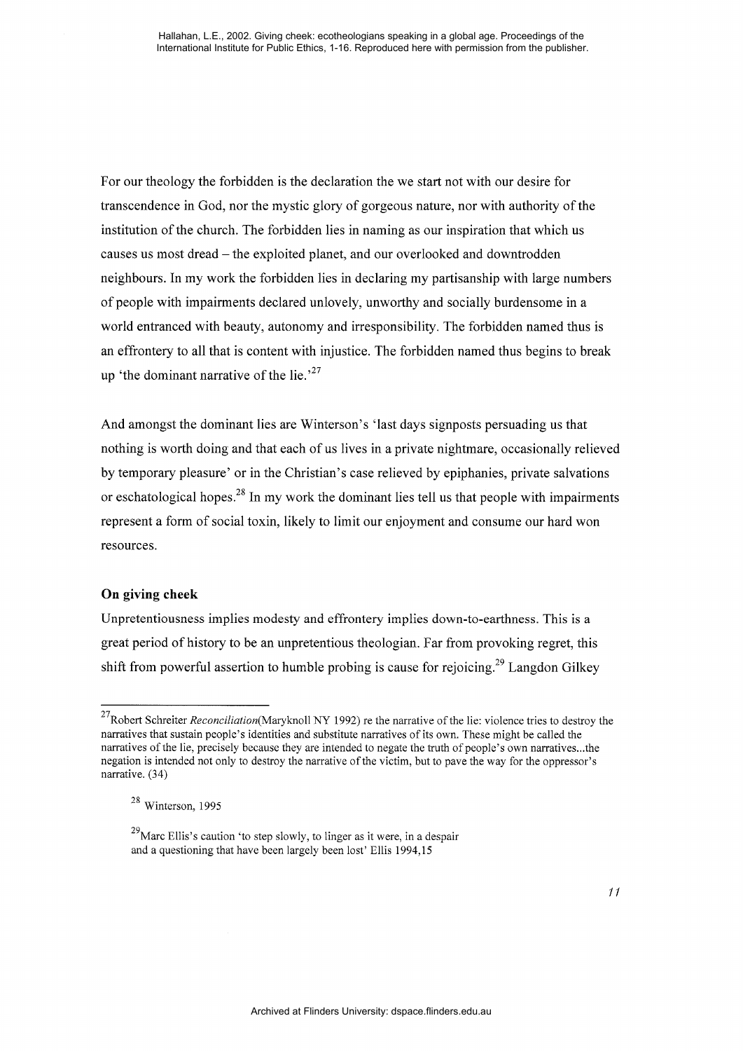For our theology the forbidden is the declaration the we start not with our desire for transcendence in God, nor the mystic glory of gorgeous nature, nor with authority of the institution of the church. The forbidden lies in naming as our inspiration that which us causes us most dread – the exploited planet, and our overlooked and downtrodden neighbours. In my work the forbidden lies in declaring my partisanship with large numbers of people with impairments declared unlovely, unworthy and socially burdensome in a world entranced with beauty, autonomy and irresponsibility. The forbidden named thus is an effrontery to all that is content with injustice. The forbidden named thus begins to break up 'the dominant narrative of the lie.'[27]

And amongst the dominant lies are Winterson's 'last days signposts persuading us that nothing is worth doing and that each of us lives in a private nightmare, occasionally relieved by temporary pleasure' or in the Christian's case relieved by epiphanies, private salvations or eschatological hopes.[28] In my work the dominant lies tell us that people with impairments represent a form of social toxin, likely to limit our enjoyment and consume our hard won resources.

**On giving cheek**

Unpretentiousness implies modesty and effrontery implies down-to-earthness. This is a great period of history to be an unpretentious theologian. Far from provoking regret, this shift from powerful assertion to humble probing is cause for rejoicing.[29] Langdon Gilkey

---

[27] Robert Schreiter *Reconciliation*(Maryknoll NY 1992) re the narrative of the lie: violence tries to destroy the narratives that sustain people's identities and substitute narratives of its own. These might be called the narratives of the lie, precisely because they are intended to negate the truth of people's own narratives...the negation is intended not only to destroy the narrative of the victim, but to pave the way for the oppressor's narrative. (34)

[28] Winterson, 1995

[29] Marc Ellis's caution 'to step slowly, to linger as it were, in a despair and a questioning that have been largely been lost' Ellis 1994,15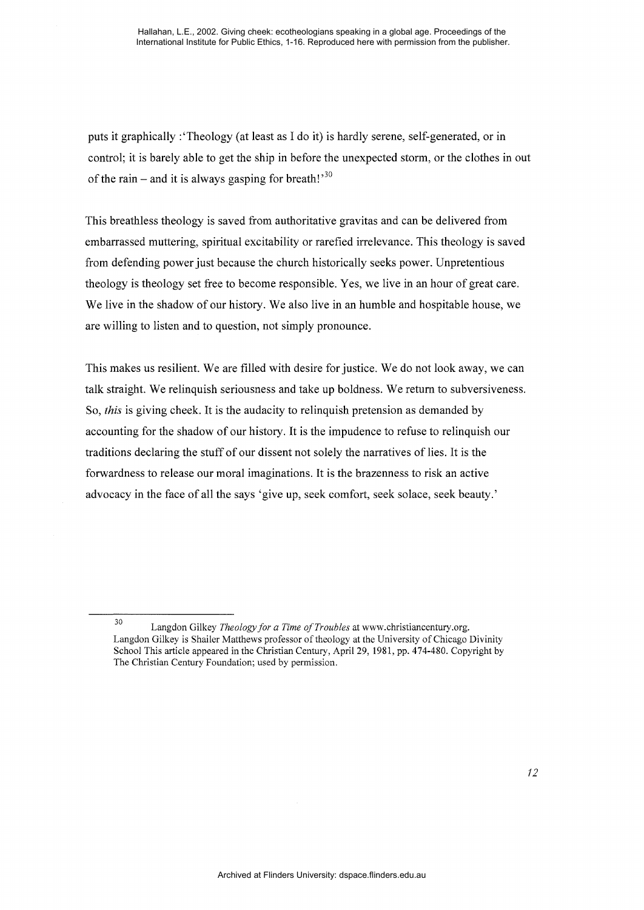puts it graphically :'Theology (at least as I do it) is hardly serene, self-generated, or in control; it is barely able to get the ship in before the unexpected storm, or the clothes in out of the rain – and it is always gasping for breath!'[30]

This breathless theology is saved from authoritative gravitas and can be delivered from embarrassed muttering, spiritual excitability or rarefied irrelevance. This theology is saved from defending power just because the church historically seeks power. Unpretentious theology is theology set free to become responsible. Yes, we live in an hour of great care. We live in the shadow of our history. We also live in an humble and hospitable house, we are willing to listen and to question, not simply pronounce.

This makes us resilient. We are filled with desire for justice. We do not look away, we can talk straight. We relinquish seriousness and take up boldness. We return to subversiveness. So, *this* is giving cheek. It is the audacity to relinquish pretension as demanded by accounting for the shadow of our history. It is the impudence to refuse to relinquish our traditions declaring the stuff of our dissent not solely the narratives of lies. It is the forwardness to release our moral imaginations. It is the brazenness to risk an active advocacy in the face of all the says 'give up, seek comfort, seek solace, seek beauty.'

---

[30] Langdon Gilkey *Theology for a Time of Troubles* at www.christiancentury.org. Langdon Gilkey is Shailer Matthews professor of theology at the University of Chicago Divinity School This article appeared in the Christian Century, April 29, 1981, pp. 474-480. Copyright by The Christian Century Foundation; used by permission.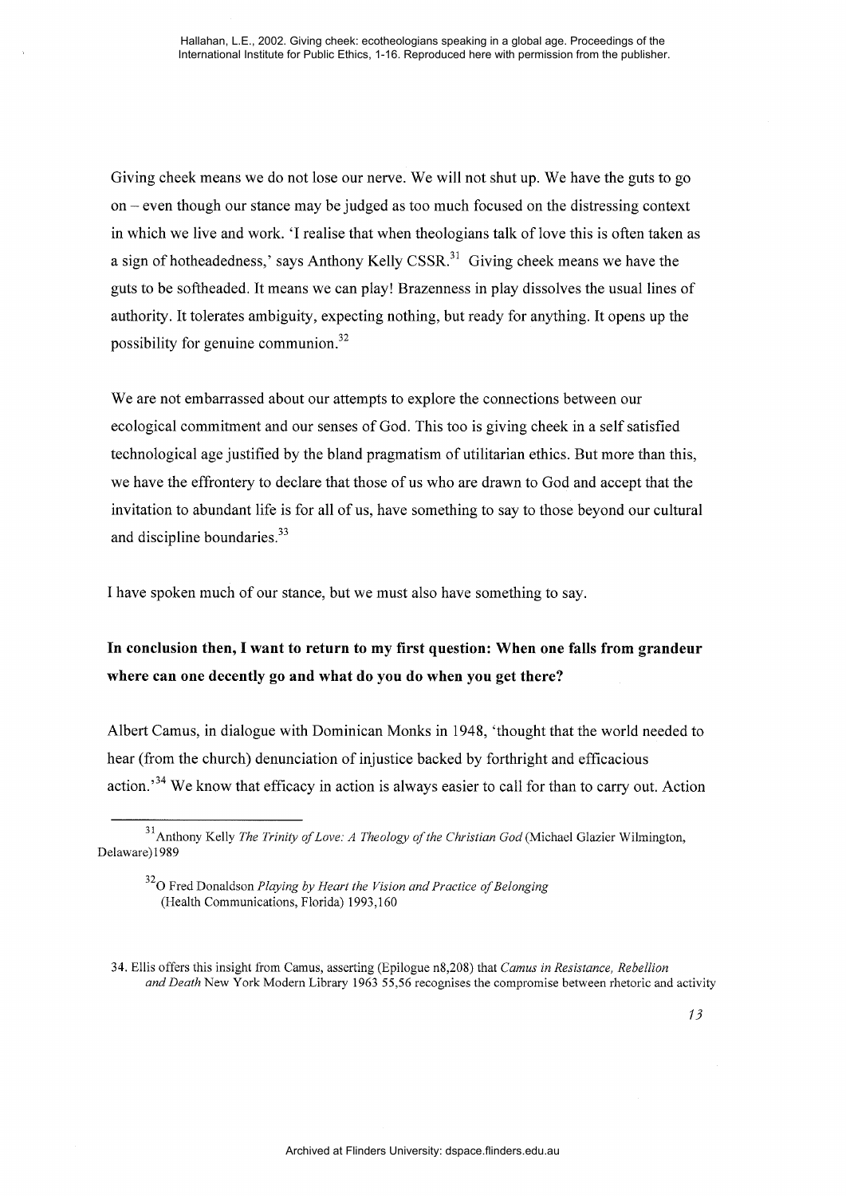Giving cheek means we do not lose our nerve. We will not shut up. We have the guts to go on – even though our stance may be judged as too much focused on the distressing context in which we live and work. 'I realise that when theologians talk of love this is often taken as a sign of hotheadedness,' says Anthony Kelly CSSR.[31] Giving cheek means we have the guts to be softheaded. It means we can play! Brazenness in play dissolves the usual lines of authority. It tolerates ambiguity, expecting nothing, but ready for anything. It opens up the possibility for genuine communion.[32]

We are not embarrassed about our attempts to explore the connections between our ecological commitment and our senses of God. This too is giving cheek in a self satisfied technological age justified by the bland pragmatism of utilitarian ethics. But more than this, we have the effrontery to declare that those of us who are drawn to God and accept that the invitation to abundant life is for all of us, have something to say to those beyond our cultural and discipline boundaries.[33]

I have spoken much of our stance, but we must also have something to say.

**In conclusion then, I want to return to my first question: When one falls from grandeur where can one decently go and what do you do when you get there?**

Albert Camus, in dialogue with Dominican Monks in 1948, 'thought that the world needed to hear (from the church) denunciation of injustice backed by forthright and efficacious action.'[34] We know that efficacy in action is always easier to call for than to carry out. Action

---

[31] Anthony Kelly *The Trinity of Love: A Theology of the Christian God* (Michael Glazier Wilmington, Delaware)1989

[32] O Fred Donaldson *Playing by Heart the Vision and Practice of Belonging* (Health Communications, Florida) 1993,160

34. Ellis offers this insight from Camus, asserting (Epilogue n8,208) that *Camus in Resistance, Rebellion and Death* New York Modern Library 1963 55,56 recognises the compromise between rhetoric and activity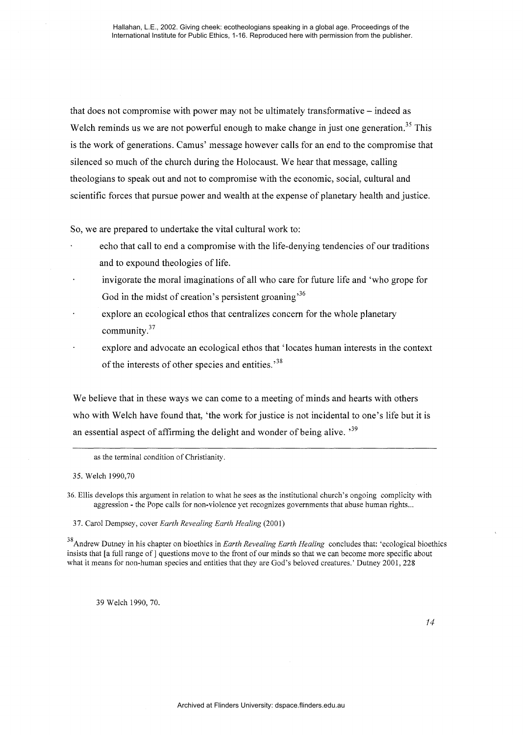that does not compromise with power may not be ultimately transformative – indeed as Welch reminds us we are not powerful enough to make change in just one generation.[35] This is the work of generations. Camus' message however calls for an end to the compromise that silenced so much of the church during the Holocaust. We hear that message, calling theologians to speak out and not to compromise with the economic, social, cultural and scientific forces that pursue power and wealth at the expense of planetary health and justice.

So, we are prepared to undertake the vital cultural work to:

- echo that call to end a compromise with the life-denying tendencies of our traditions and to expound theologies of life.
- invigorate the moral imaginations of all who care for future life and 'who grope for God in the midst of creation's persistent groaning'[36]
- explore an ecological ethos that centralizes concern for the whole planetary community.[37]
- explore and advocate an ecological ethos that 'locates human interests in the context of the interests of other species and entities.'[38]

We believe that in these ways we can come to a meeting of minds and hearts with others who with Welch have found that, 'the work for justice is not incidental to one's life but it is an essential aspect of affirming the delight and wonder of being alive. '[39]

---

as the terminal condition of Christianity.

35. Welch 1990,70

36. Ellis develops this argument in relation to what he sees as the institutional church's ongoing complicity with aggression - the Pope calls for non-violence yet recognizes governments that abuse human rights...

37. Carol Dempsey, cover *Earth Revealing Earth Healing* (2001)

38. Andrew Dutney in his chapter on bioethics in *Earth Revealing Earth Healing* concludes that: 'ecological bioethics insists that [a full range of ] questions move to the front of our minds so that we can become more specific about what it means for non-human species and entities that they are God's beloved creatures.' Dutney 2001, 228

39 Welch 1990, 70.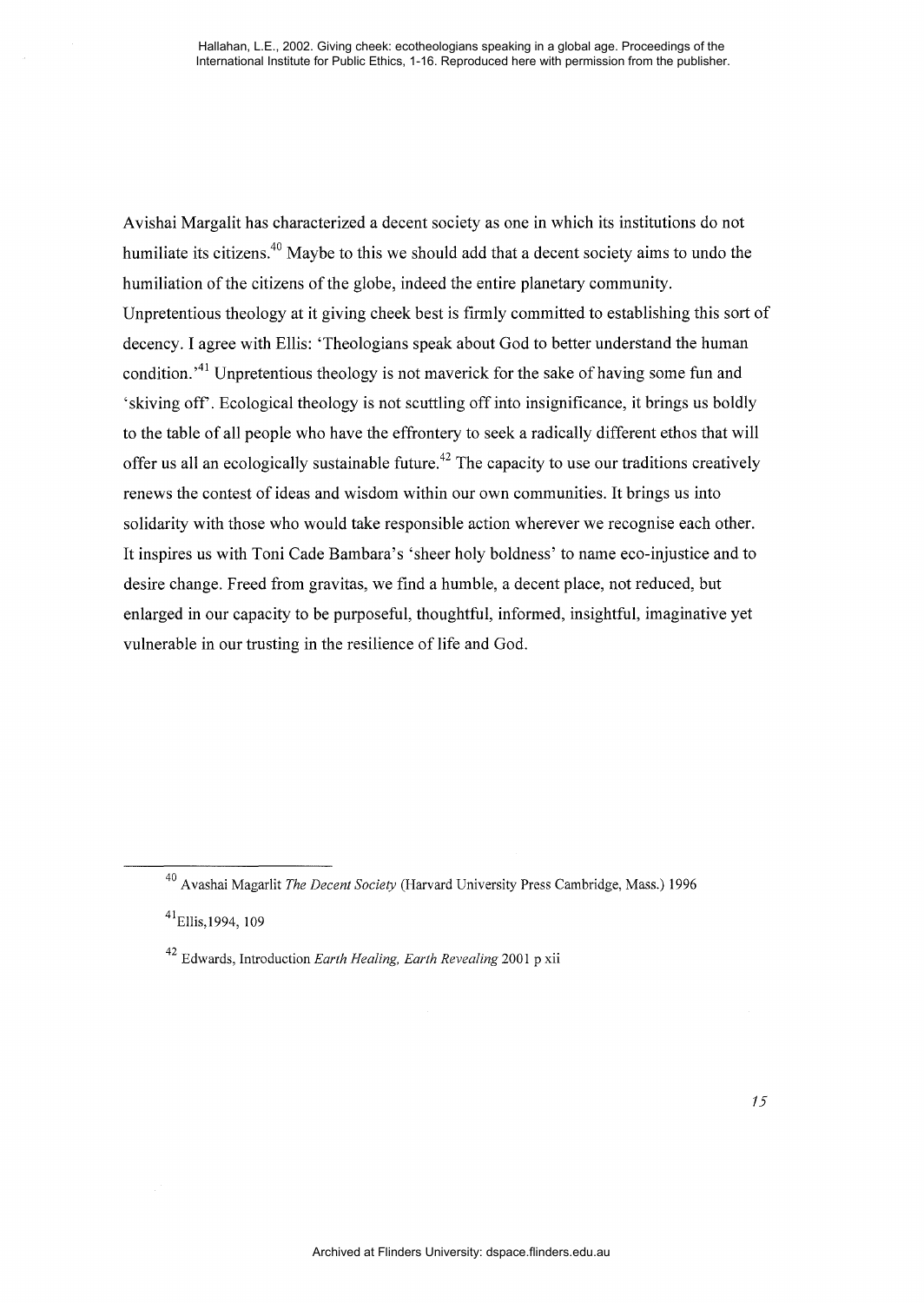Avishai Margalit has characterized a decent society as one in which its institutions do not humiliate its citizens.[40] Maybe to this we should add that a decent society aims to undo the humiliation of the citizens of the globe, indeed the entire planetary community. Unpretentious theology at it giving cheek best is firmly committed to establishing this sort of decency. I agree with Ellis: 'Theologians speak about God to better understand the human condition.'[41] Unpretentious theology is not maverick for the sake of having some fun and 'skiving off'. Ecological theology is not scuttling off into insignificance, it brings us boldly to the table of all people who have the effrontery to seek a radically different ethos that will offer us all an ecologically sustainable future.[42] The capacity to use our traditions creatively renews the contest of ideas and wisdom within our own communities. It brings us into solidarity with those who would take responsible action wherever we recognise each other. It inspires us with Toni Cade Bambara's 'sheer holy boldness' to name eco-injustice and to desire change. Freed from gravitas, we find a humble, a decent place, not reduced, but enlarged in our capacity to be purposeful, thoughtful, informed, insightful, imaginative yet vulnerable in our trusting in the resilience of life and God.

---

[40] Avashai Magarlit *The Decent Society* (Harvard University Press Cambridge, Mass.) 1996

[41] Ellis,1994, 109

[42] Edwards, Introduction *Earth Healing, Earth Revealing* 2001 p xii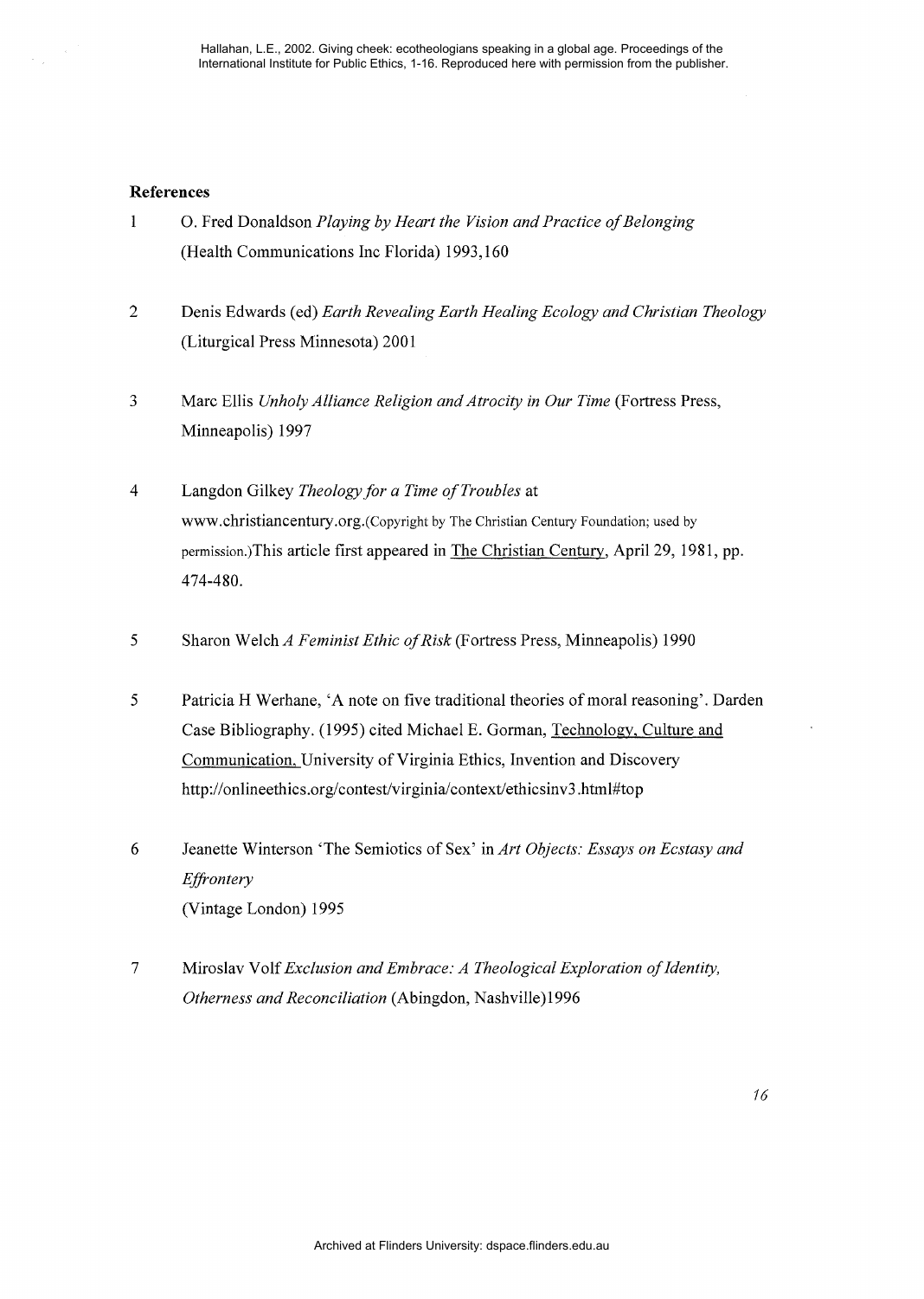**References**

1 O. Fred Donaldson *Playing by Heart the Vision and Practice of Belonging* (Health Communications Inc Florida) 1993,160

2 Denis Edwards (ed) *Earth Revealing Earth Healing Ecology and Christian Theology* (Liturgical Press Minnesota) 2001

3 Marc Ellis *Unholy Alliance Religion and Atrocity in Our Time* (Fortress Press, Minneapolis) 1997

4 Langdon Gilkey *Theology for a Time of Troubles* at www.christiancentury.org.(Copyright by The Christian Century Foundation; used by permission.)This article first appeared in The Christian Century, April 29, 1981, pp. 474-480.

5 Sharon Welch *A Feminist Ethic of Risk* (Fortress Press, Minneapolis) 1990

5 Patricia H Werhane, 'A note on five traditional theories of moral reasoning'. Darden Case Bibliography. (1995) cited Michael E. Gorman, Technology, Culture and Communication, University of Virginia Ethics, Invention and Discovery http://onlineethics.org/contest/virginia/context/ethicsinv3.html#top

6 Jeanette Winterson 'The Semiotics of Sex' in *Art Objects: Essays on Ecstasy and Effrontery* (Vintage London) 1995

7 Miroslav Volf *Exclusion and Embrace: A Theological Exploration of Identity, Otherness and Reconciliation* (Abingdon, Nashville)1996